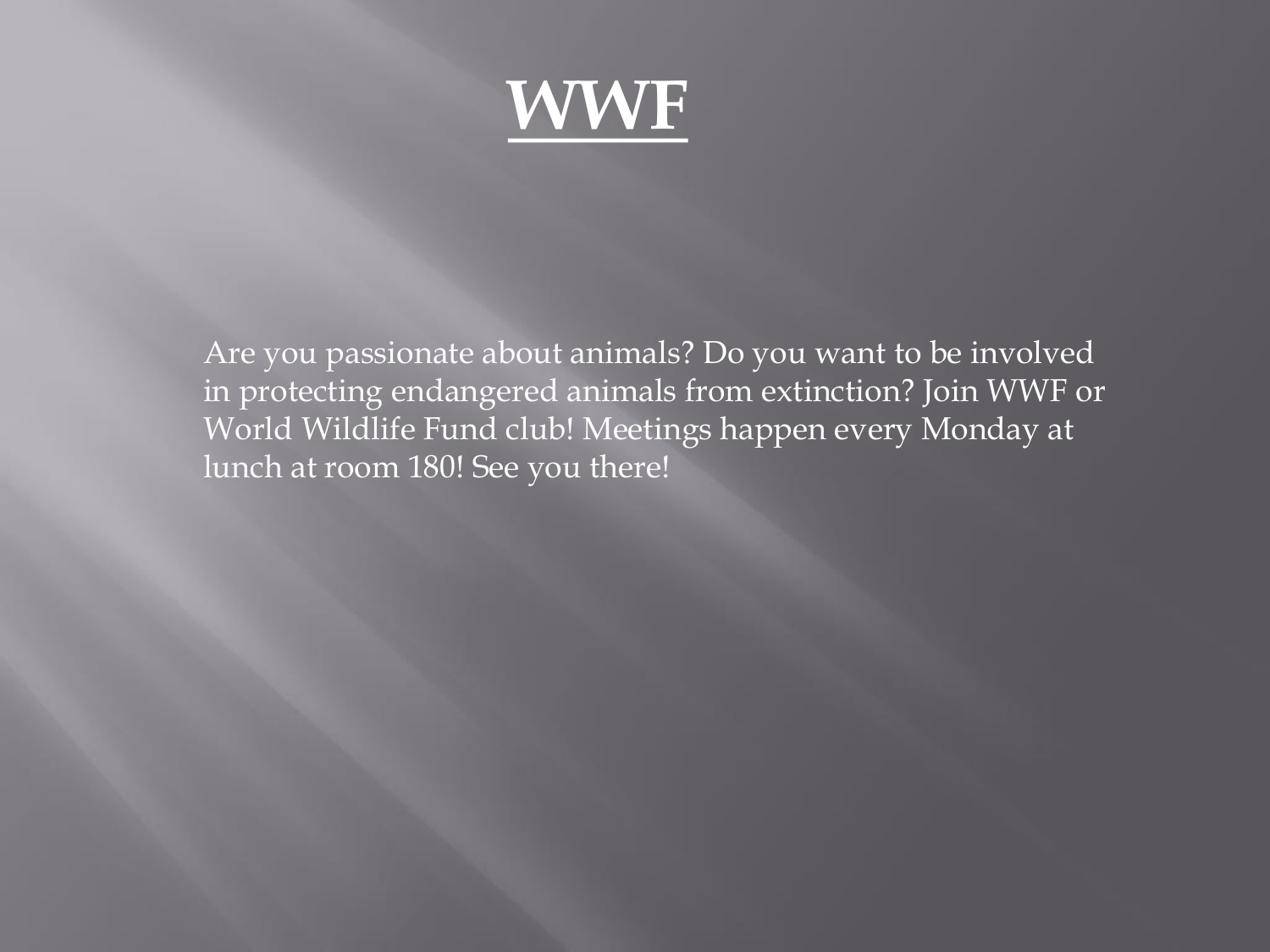# WWF

Are you passionate about animals? Do you want to be involved in protecting endangered animals from extinction? Join WWF or World Wildlife Fund club! Meetings happen every Monday at lunch at room 180! See you there!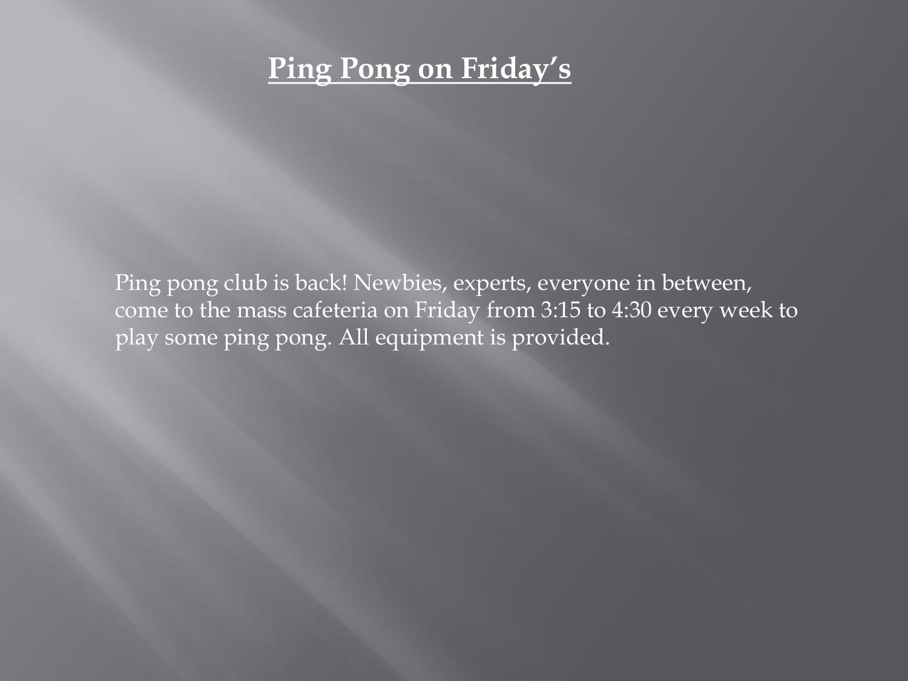# Ping Pong on Friday's

Ping pong club is back! Newbies, experts, everyone in between, come to the mass cafeteria on Friday from 3:15 to 4:30 every week to play some ping pong. All equipment is provided.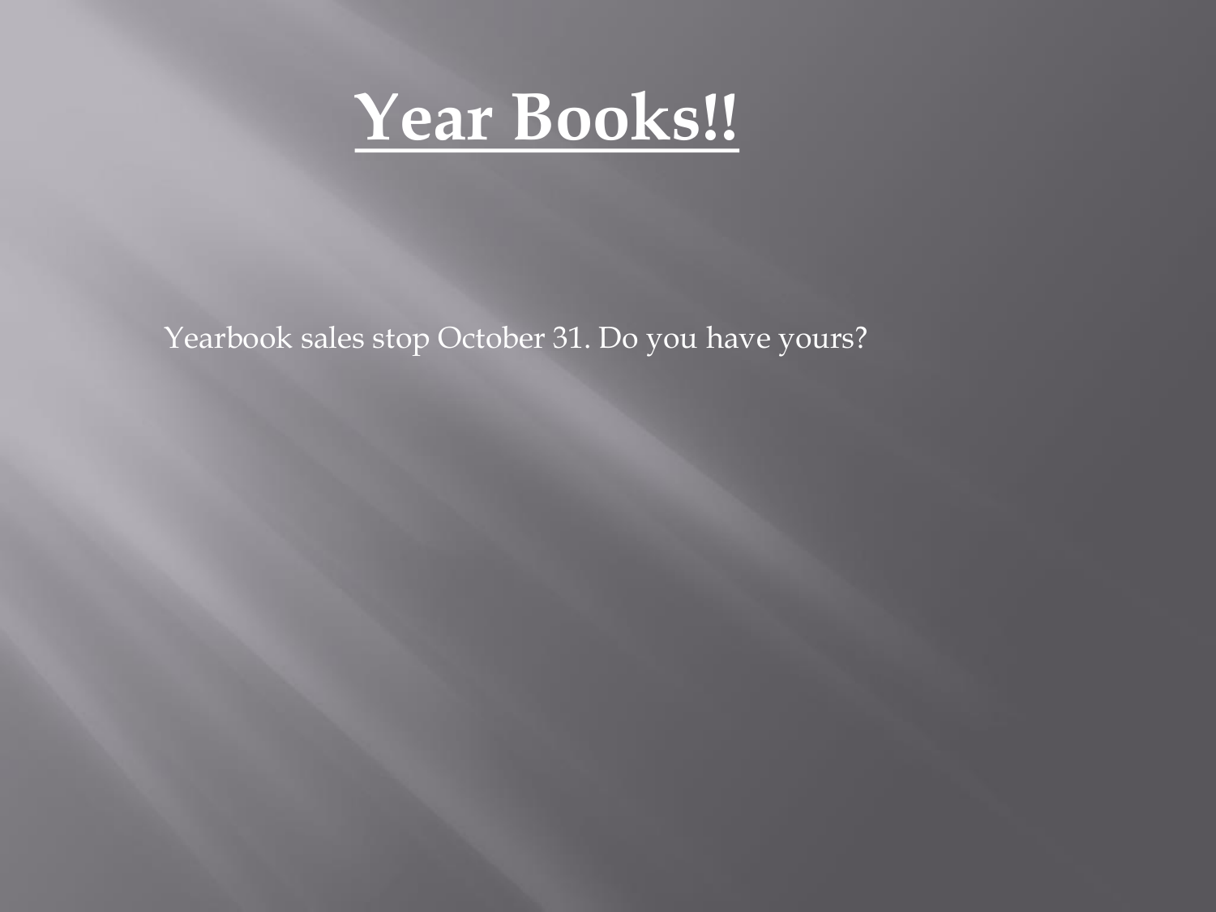# Year Books!!

Yearbook sales stop October 31. Do you have yours?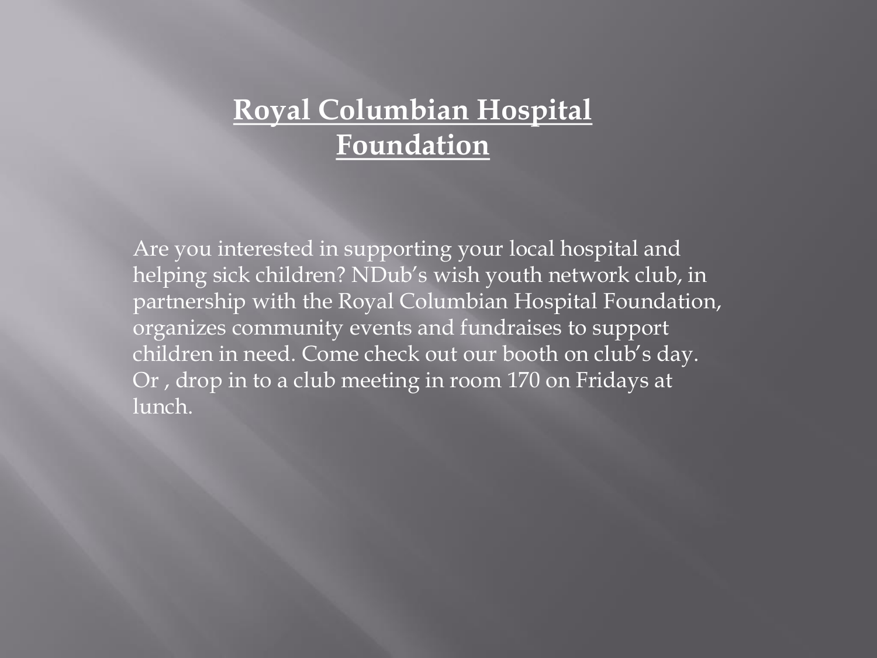# Royal Columbian Hospital Foundation

Are you interested in supporting your local hospital and helping sick children? NDub's wish youth network club, in partnership with the Royal Columbian Hospital Foundation, organizes community events and fundraises to support children in need. Come check out our booth on club's day. Or , drop in to a club meeting in room 170 on Fridays at lunch.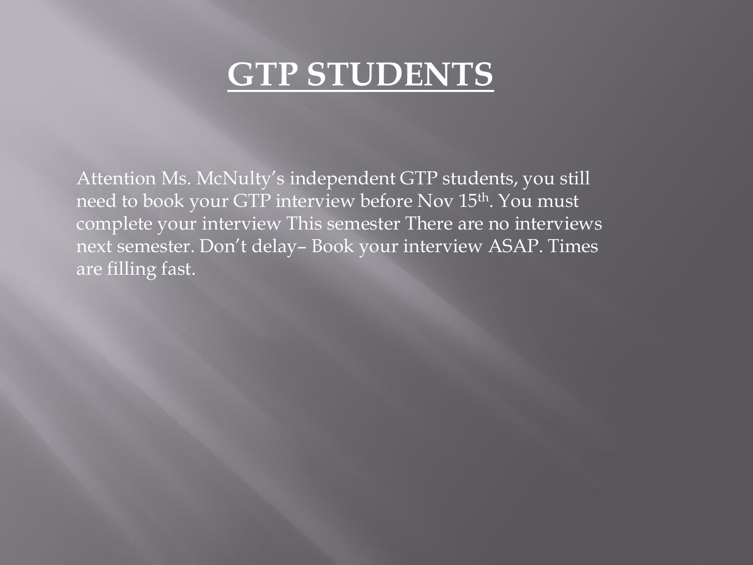# GTP STUDENTS

Attention Ms. McNulty's independent GTP students, you still need to book your GTP interview before Nov 15th. You must complete your interview This semester There are no interviews next semester. Don't delay– Book your interview ASAP. Times are filling fast.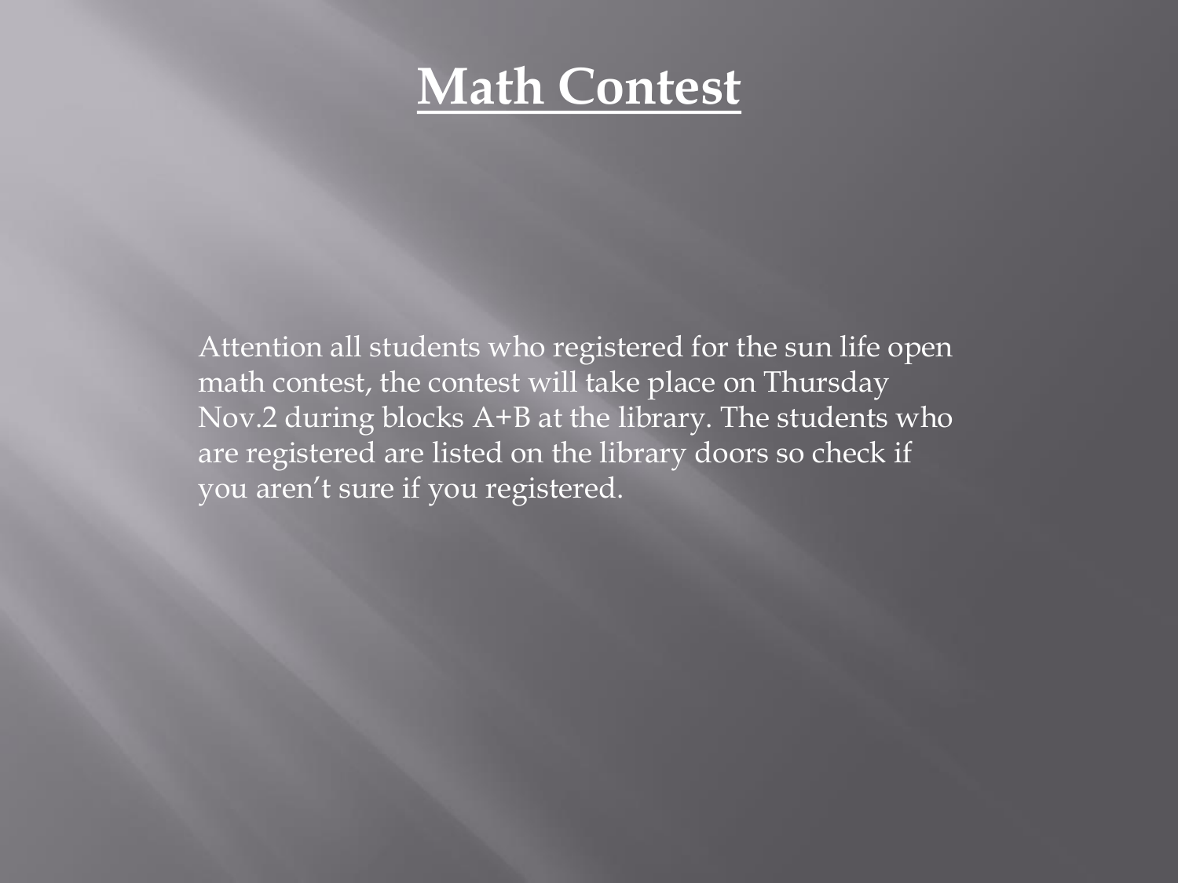# Math Contest

Attention all students who registered for the sun life open math contest, the contest will take place on Thursday Nov.2 during blocks A+B at the library. The students who are registered are listed on the library doors so check if you aren't sure if you registered.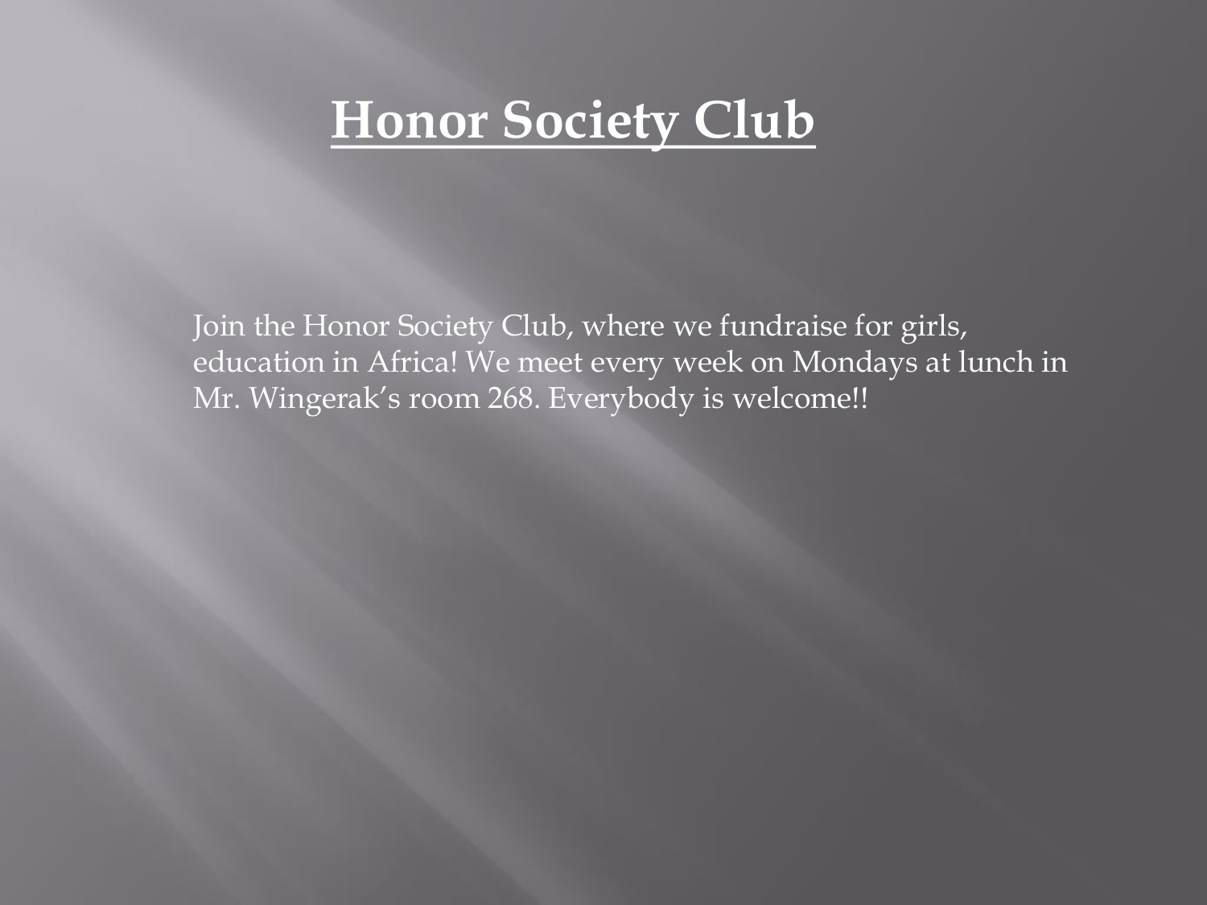# Honor Society Club

Join the Honor Society Club, where we fundraise for girls, education in Africa! We meet every week on Mondays at lunch in Mr. Wingerak's room 268. Everybody is welcome!!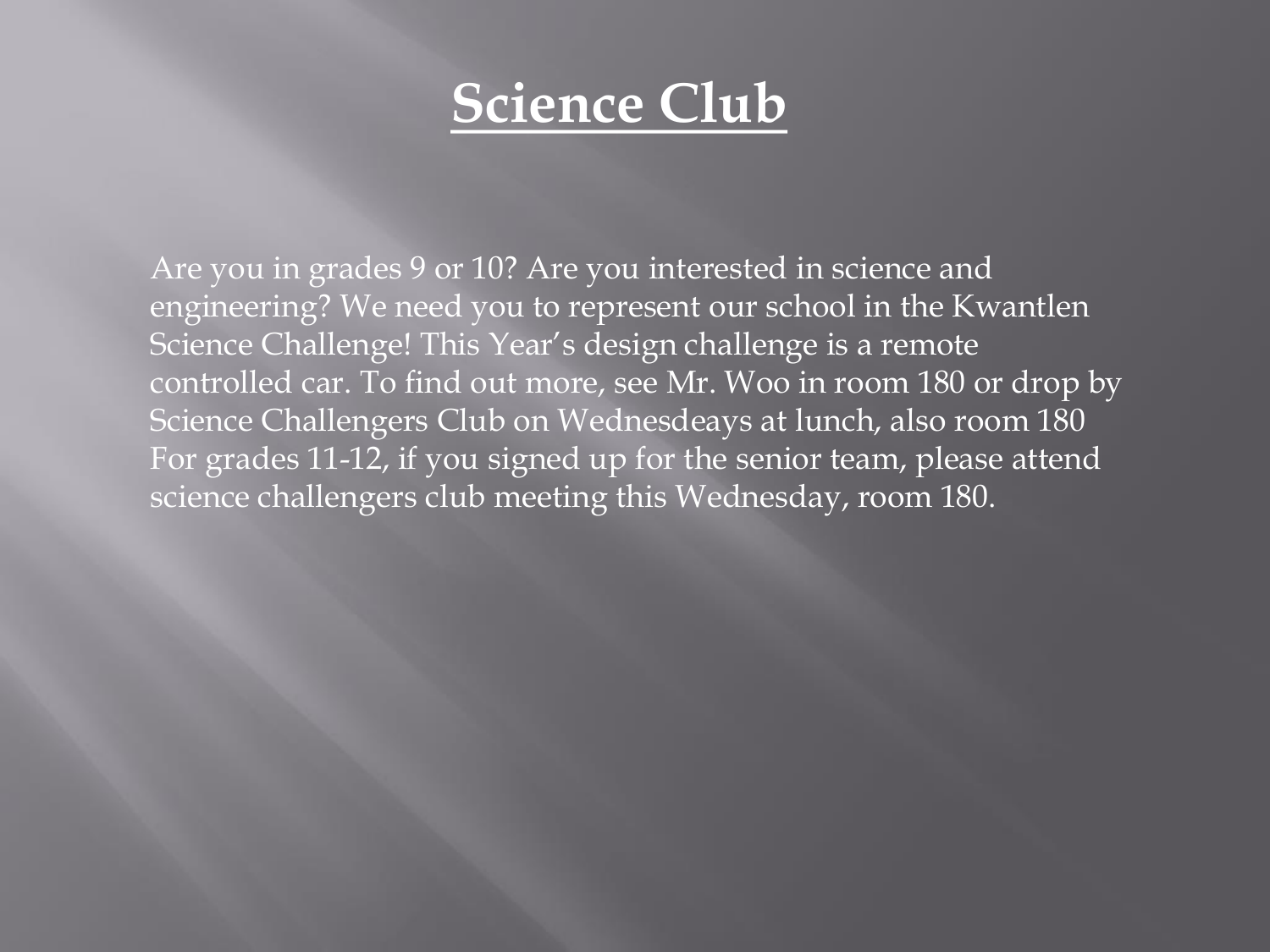# Science Club

Are you in grades 9 or 10? Are you interested in science and engineering? We need you to represent our school in the Kwantlen Science Challenge! This Year's design challenge is a remote controlled car. To find out more, see Mr. Woo in room 180 or drop by Science Challengers Club on Wednesdeays at lunch, also room 180 For grades 11-12, if you signed up for the senior team, please attend science challengers club meeting this Wednesday, room 180.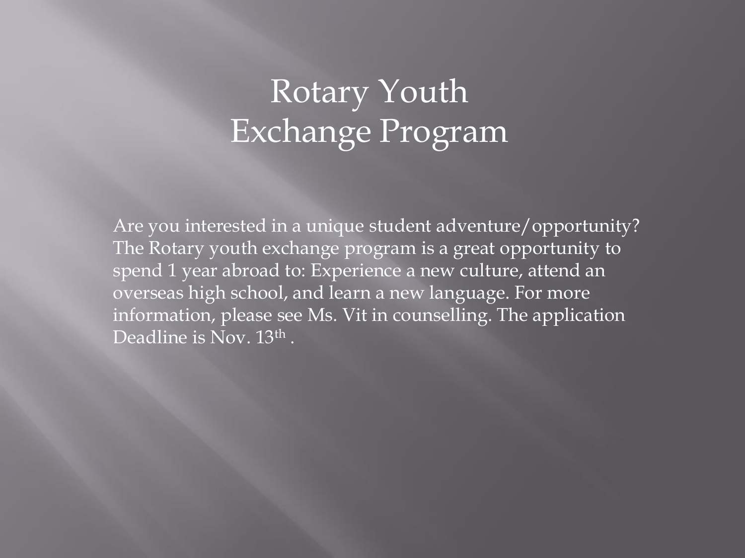# Rotary Youth Exchange Program

Are you interested in a unique student adventure/opportunity? The Rotary youth exchange program is a great opportunity to spend 1 year abroad to: Experience a new culture, attend an overseas high school, and learn a new language. For more information, please see Ms. Vit in counselling. The application Deadline is Nov. 13th .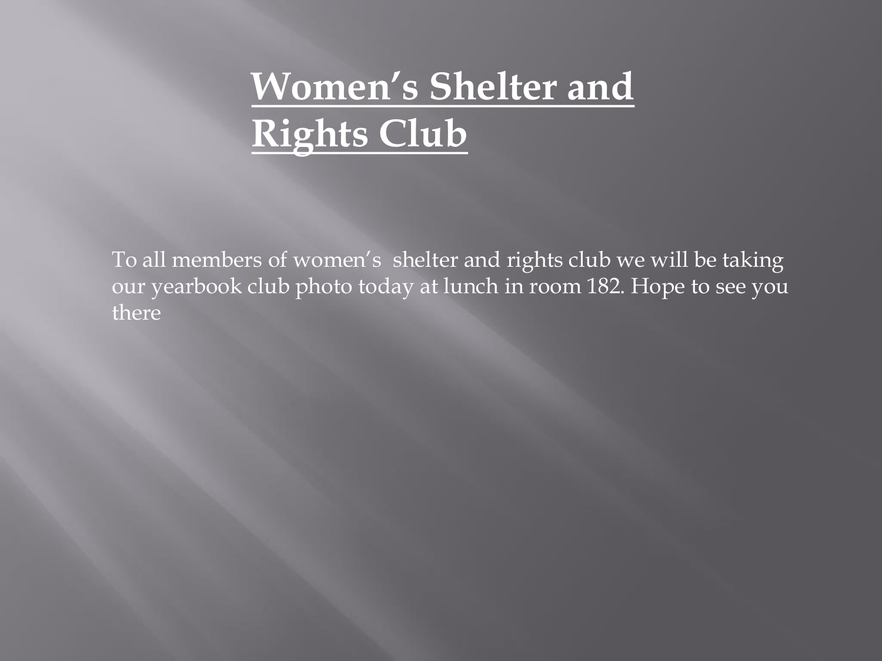# Women's Shelter and Rights Club

To all members of women's shelter and rights club we will be taking our yearbook club photo today at lunch in room 182. Hope to see you there